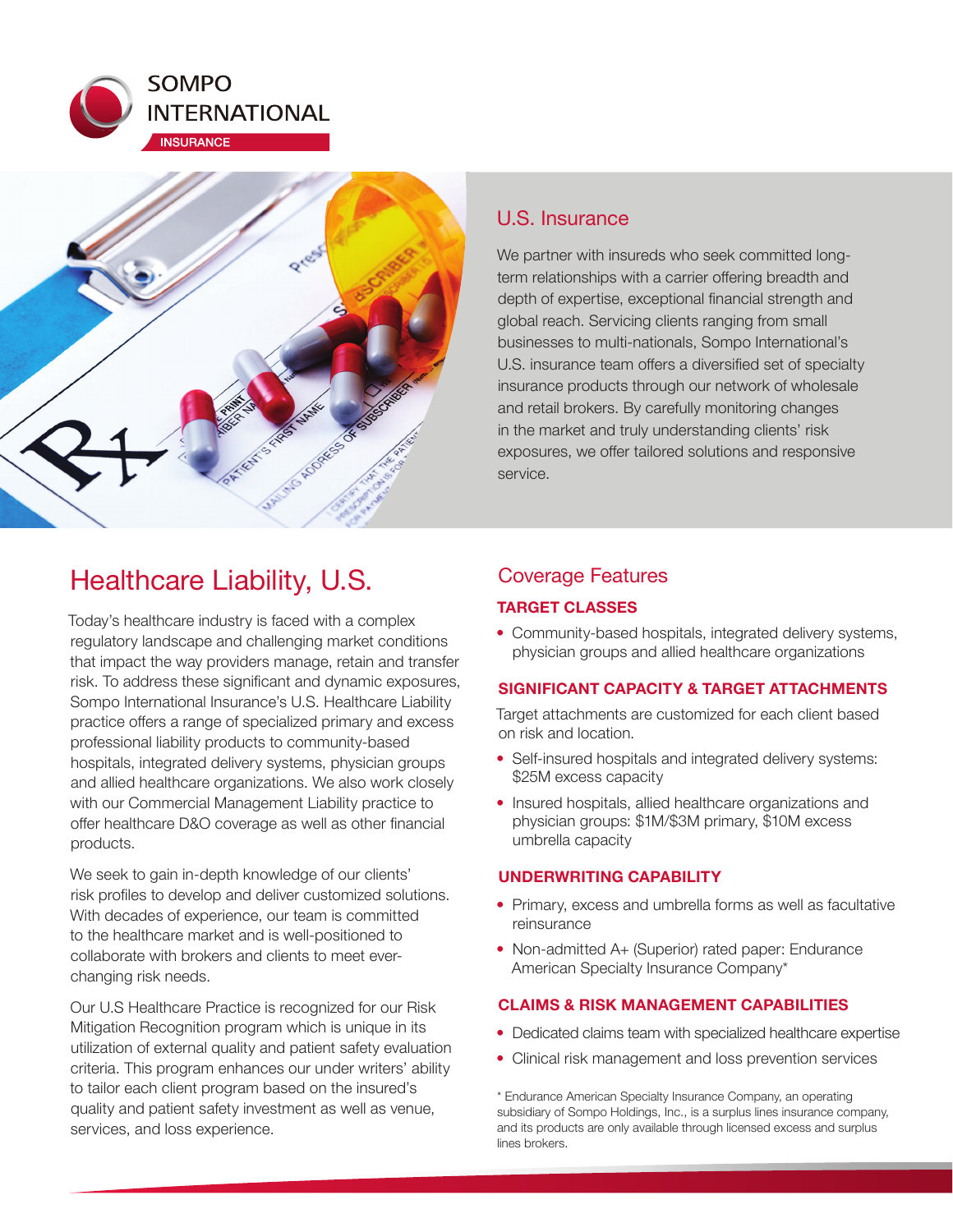SOMPO INTERNATIONAL

INSURANCE

## U.S. Insurance

We partner with insureds who seek committed long-term relationships with a carrier offering breadth and depth of expertise, exceptional financial strength and global reach. Servicing clients ranging from small businesses to multi-nationals, Sompo International's U.S. insurance team offers a diversified set of specialty insurance products through our network of wholesale and retail brokers. By carefully monitoring changes in the market and truly understanding clients' risk exposures, we offer tailored solutions and responsive service.

# Healthcare Liability, U.S.

Today's healthcare industry is faced with a complex regulatory landscape and challenging market conditions that impact the way providers manage, retain and transfer risk. To address these significant and dynamic exposures, Sompo International Insurance's U.S. Healthcare Liability practice offers a range of specialized primary and excess professional liability products to community-based hospitals, integrated delivery systems, physician groups and allied healthcare organizations. We also work closely with our Commercial Management Liability practice to offer healthcare D&O coverage as well as other financial products.

We seek to gain in-depth knowledge of our clients' risk profiles to develop and deliver customized solutions. With decades of experience, our team is committed to the healthcare market and is well-positioned to collaborate with brokers and clients to meet ever-changing risk needs.

Our U.S Healthcare Practice is recognized for our Risk Mitigation Recognition program which is unique in its utilization of external quality and patient safety evaluation criteria. This program enhances our under writers' ability to tailor each client program based on the insured's quality and patient safety investment as well as venue, services, and loss experience.

## Coverage Features

### TARGET CLASSES

- Community-based hospitals, integrated delivery systems, physician groups and allied healthcare organizations

### SIGNIFICANT CAPACITY & TARGET ATTACHMENTS

Target attachments are customized for each client based on risk and location.

- Self-insured hospitals and integrated delivery systems: $25M excess capacity
- Insured hospitals, allied healthcare organizations and physician groups: $1M/$3M primary, $10M excess umbrella capacity

### UNDERWRITING CAPABILITY

- Primary, excess and umbrella forms as well as facultative reinsurance
- Non-admitted A+ (Superior) rated paper: Endurance American Specialty Insurance Company*

### CLAIMS & RISK MANAGEMENT CAPABILITIES

- Dedicated claims team with specialized healthcare expertise
- Clinical risk management and loss prevention services

* Endurance American Specialty Insurance Company, an operating subsidiary of Sompo Holdings, Inc., is a surplus lines insurance company, and its products are only available through licensed excess and surplus lines brokers.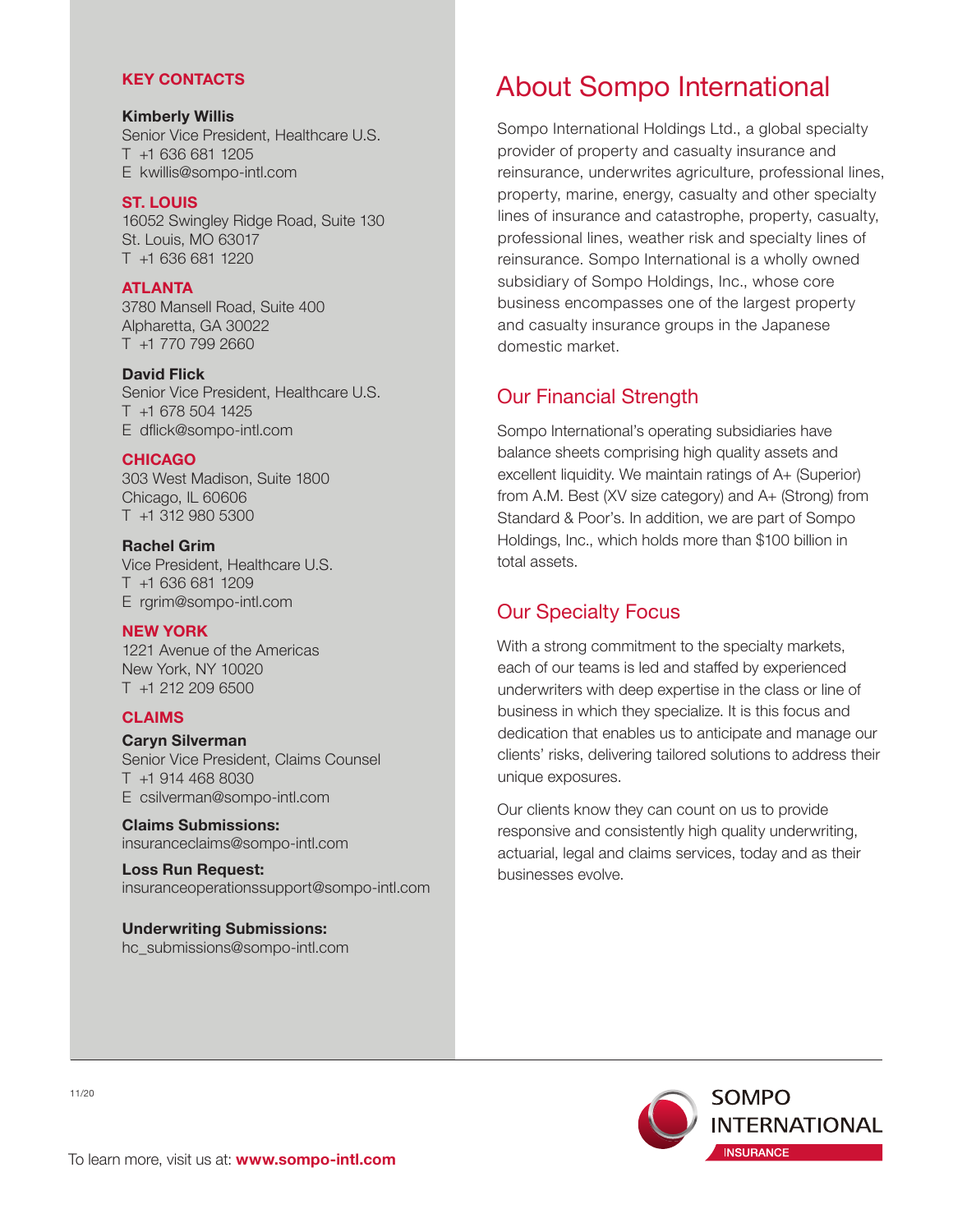## KEY CONTACTS

**Kimberly Willis**
Senior Vice President, Healthcare U.S.
T +1 636 681 1205
E kwillis@sompo-intl.com

**ST. LOUIS**
16052 Swingley Ridge Road, Suite 130
St. Louis, MO 63017
T +1 636 681 1220

**ATLANTA**
3780 Mansell Road, Suite 400
Alpharetta, GA 30022
T +1 770 799 2660

**David Flick**
Senior Vice President, Healthcare U.S.
T +1 678 504 1425
E dflick@sompo-intl.com

**CHICAGO**
303 West Madison, Suite 1800
Chicago, IL 60606
T +1 312 980 5300

**Rachel Grim**
Vice President, Healthcare U.S.
T +1 636 681 1209
E rgrim@sompo-intl.com

**NEW YORK**
1221 Avenue of the Americas
New York, NY 10020
T +1 212 209 6500

**CLAIMS**

**Caryn Silverman**
Senior Vice President, Claims Counsel
T +1 914 468 8030
E csilverman@sompo-intl.com

**Claims Submissions:**
insuranceclaims@sompo-intl.com

**Loss Run Request:**
insuranceoperationssupport@sompo-intl.com

**Underwriting Submissions:**
hc_submissions@sompo-intl.com

# About Sompo International

Sompo International Holdings Ltd., a global specialty provider of property and casualty insurance and reinsurance, underwrites agriculture, professional lines, property, marine, energy, casualty and other specialty lines of insurance and catastrophe, property, casualty, professional lines, weather risk and specialty lines of reinsurance. Sompo International is a wholly owned subsidiary of Sompo Holdings, Inc., whose core business encompasses one of the largest property and casualty insurance groups in the Japanese domestic market.

## Our Financial Strength

Sompo International's operating subsidiaries have balance sheets comprising high quality assets and excellent liquidity. We maintain ratings of A+ (Superior) from A.M. Best (XV size category) and A+ (Strong) from Standard & Poor's. In addition, we are part of Sompo Holdings, Inc., which holds more than $100 billion in total assets.

## Our Specialty Focus

With a strong commitment to the specialty markets, each of our teams is led and staffed by experienced underwriters with deep expertise in the class or line of business in which they specialize. It is this focus and dedication that enables us to anticipate and manage our clients' risks, delivering tailored solutions to address their unique exposures.

Our clients know they can count on us to provide responsive and consistently high quality underwriting, actuarial, legal and claims services, today and as their businesses evolve.

11/20

To learn more, visit us at: **www.sompo-intl.com**

SOMPO INTERNATIONAL
INSURANCE